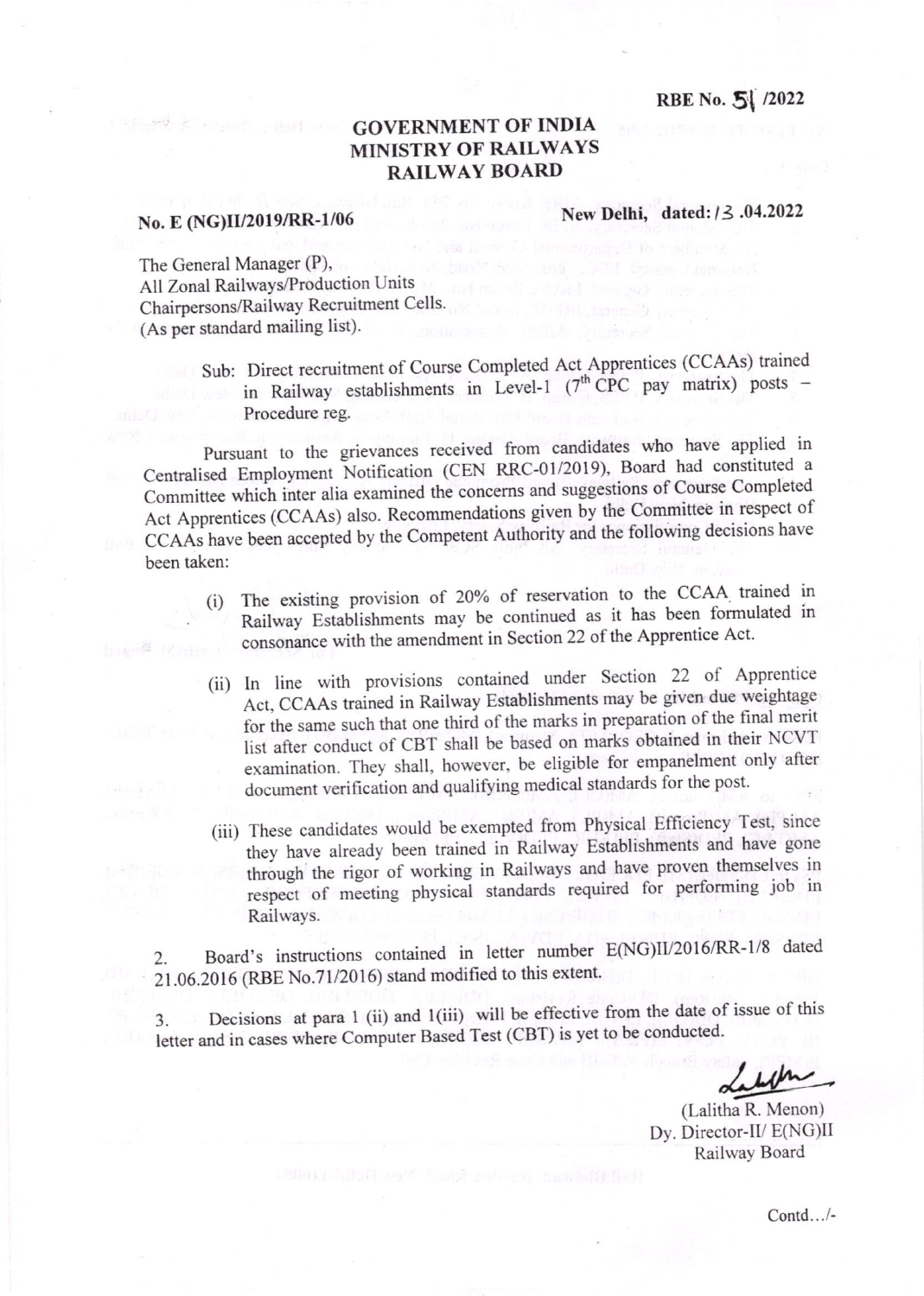RBE No. 51 /2022

**GOVERNMENT OF INDIA**
**MINISTRY OF RAILWAYS**
**RAILWAY BOARD**

No. E (NG)II/2019/RR-1/06 New Delhi, dated: 13 .04.2022

The General Manager (P),
All Zonal Railways/Production Units
Chairpersons/Railway Recruitment Cells.
(As per standard mailing list).

Sub: Direct recruitment of Course Completed Act Apprentices (CCAAs) trained in Railway establishments in Level-1 (7th CPC pay matrix) posts – Procedure reg.

Pursuant to the grievances received from candidates who have applied in Centralised Employment Notification (CEN RRC-01/2019), Board had constituted a Committee which inter alia examined the concerns and suggestions of Course Completed Act Apprentices (CCAAs) also. Recommendations given by the Committee in respect of CCAAs have been accepted by the Competent Authority and the following decisions have been taken:

(i) The existing provision of 20% of reservation to the CCAA trained in Railway Establishments may be continued as it has been formulated in consonance with the amendment in Section 22 of the Apprentice Act.

(ii) In line with provisions contained under Section 22 of Apprentice Act, CCAAs trained in Railway Establishments may be given due weightage for the same such that one third of the marks in preparation of the final merit list after conduct of CBT shall be based on marks obtained in their NCVT examination. They shall, however, be eligible for empanelment only after document verification and qualifying medical standards for the post.

(iii) These candidates would be exempted from Physical Efficiency Test, since they have already been trained in Railway Establishments and have gone through the rigor of working in Railways and have proven themselves in respect of meeting physical standards required for performing job in Railways.

2. Board's instructions contained in letter number E(NG)II/2016/RR-1/8 dated 21.06.2016 (RBE No.71/2016) stand modified to this extent.

3. Decisions at para 1 (ii) and 1(iii) will be effective from the date of issue of this letter and in cases where Computer Based Test (CBT) is yet to be conducted.

(Lalitha R. Menon)
Dy. Director-II/ E(NG)II
Railway Board

Contd.../-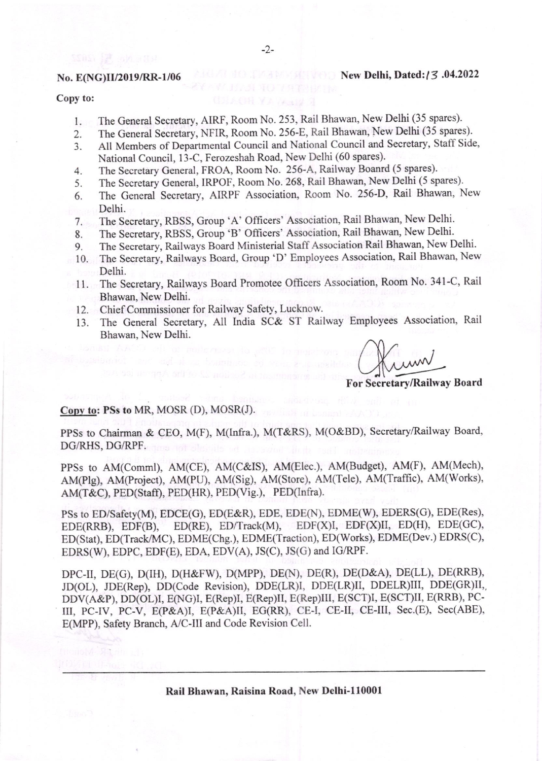**No. E(NG)II/2019/RR-1/06** **New Delhi, Dated: 13.04.2022**

**Copy to:**

1. The General Secretary, AIRF, Room No. 253, Rail Bhawan, New Delhi (35 spares).
2. The General Secretary, NFIR, Room No. 256-E, Rail Bhawan, New Delhi (35 spares).
3. All Members of Departmental Council and National Council and Secretary, Staff Side, National Council, 13-C, Ferozeshah Road, New Delhi (60 spares).
4. The Secretary General, FROA, Room No. 256-A, Railway Boanrd (5 spares).
5. The Secretary General, IRPOF, Room No. 268, Rail Bhawan, New Delhi (5 spares).
6. The General Secretary, AIRPF Association, Room No. 256-D, Rail Bhawan, New Delhi.
7. The Secretary, RBSS, Group 'A' Officers' Association, Rail Bhawan, New Delhi.
8. The Secretary, RBSS, Group 'B' Officers' Association, Rail Bhawan, New Delhi.
9. The Secretary, Railways Board Ministerial Staff Association Rail Bhawan, New Delhi.
10. The Secretary, Railways Board, Group 'D' Employees Association, Rail Bhawan, New Delhi.
11. The Secretary, Railways Board Promotee Officers Association, Room No. 341-C, Rail Bhawan, New Delhi.
12. Chief Commissioner for Railway Safety, Lucknow.
13. The General Secretary, All India SC& ST Railway Employees Association, Rail Bhawan, New Delhi.

**For Secretary/Railway Board**

**Copy to: PSs to** MR, MOSR (D), MOSR(J).

PPSs to Chairman & CEO, M(F), M(Infra.), M(T&RS), M(O&BD), Secretary/Railway Board, DG/RHS, DG/RPF.

PPSs to AM(Comml), AM(CE), AM(C&IS), AM(Elec.), AM(Budget), AM(F), AM(Mech), AM(Plg), AM(Project), AM(PU), AM(Sig), AM(Store), AM(Tele), AM(Traffic), AM(Works), AM(T&C), PED(Staff), PED(HR), PED(Vig.), PED(Infra).

PSs to ED/Safety(M), EDCE(G), ED(E&R), EDE, EDE(N), EDME(W), EDERS(G), EDE(Res), EDE(RRB), EDF(B), ED(RE), ED/Track(M), EDF(X)I, EDF(X)II, ED(H), EDE(GC), ED(Stat), ED(Track/MC), EDME(Chg.), EDME(Traction), ED(Works), EDME(Dev.) EDRS(C), EDRS(W), EDPC, EDF(E), EDA, EDV(A), JS(C), JS(G) and IG/RPF.

DPC-II, DE(G), D(IH), D(H&FW), D(MPP), DE(N), DE(R), DE(D&A), DE(LL), DE(RRB), JD(OL), JDE(Rep), DD(Code Revision), DDE(LR)I, DDE(LR)II, DDELR)III, DDE(GR)II, DDV(A&P), DD(OL)I, E(NG)I, E(Rep)I, E(Rep)II, E(Rep)III, E(SCT)I, E(SCT)II, E(RRB), PC-III, PC-IV, PC-V, E(P&A)I, E(P&A)II, EG(RR), CE-I, CE-II, CE-III, Sec.(E), Sec(ABE), E(MPP), Safety Branch, A/C-III and Code Revision Cell.

**Rail Bhawan, Raisina Road, New Delhi-110001**